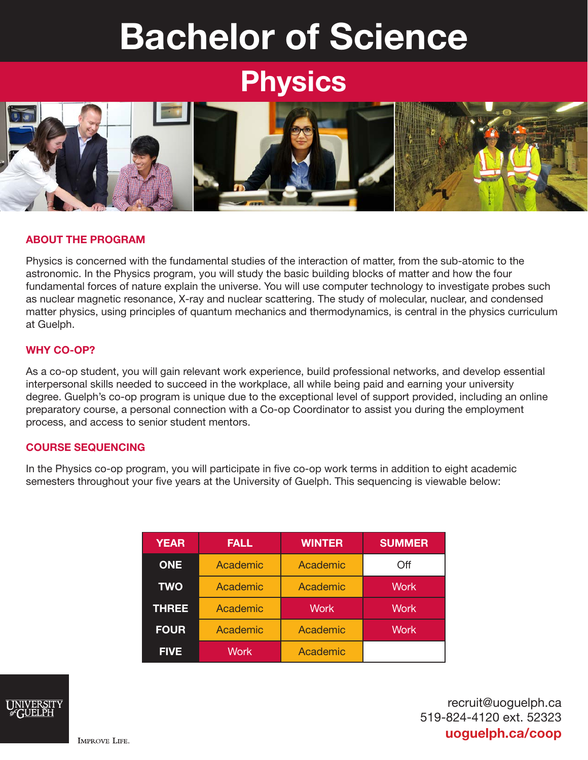# Bachelor of Science

## Physics

### ABOUT THE PROGRAM

Physics is concerned with the fundamental studies of the interaction of matter, from the sub-atomic to the astronomic. In the Physics program, you will study the basic building blocks of matter and how the four fundamental forces of nature explain the universe. You will use computer technology to investigate probes such as nuclear magnetic resonance, X-ray and nuclear scattering. The study of molecular, nuclear, and condensed matter physics, using principles of quantum mechanics and thermodynamics, is central in the physics curriculum at Guelph.

### WHY CO-OP?

As a co-op student, you will gain relevant work experience, build professional networks, and develop essential interpersonal skills needed to succeed in the workplace, all while being paid and earning your university degree. Guelph's co-op program is unique due to the exceptional level of support provided, including an online preparatory course, a personal connection with a Co-op Coordinator to assist you during the employment process, and access to senior student mentors.

### COURSE SEQUENCING

In the Physics co-op program, you will participate in five co-op work terms in addition to eight academic semesters throughout your five years at the University of Guelph. This sequencing is viewable below:

| YEAR | FALL | WINTER | SUMMER |
|---|---|---|---|
| ONE | Academic | Academic | Off |
| TWO | Academic | Academic | Work |
| THREE | Academic | Work | Work |
| FOUR | Academic | Academic | Work |
| FIVE | Work | Academic | |

UNIVERSITY of GUELPH

IMPROVE LIFE.

recruit@uoguelph.ca
519-824-4120 ext. 52323
**uoguelph.ca/coop**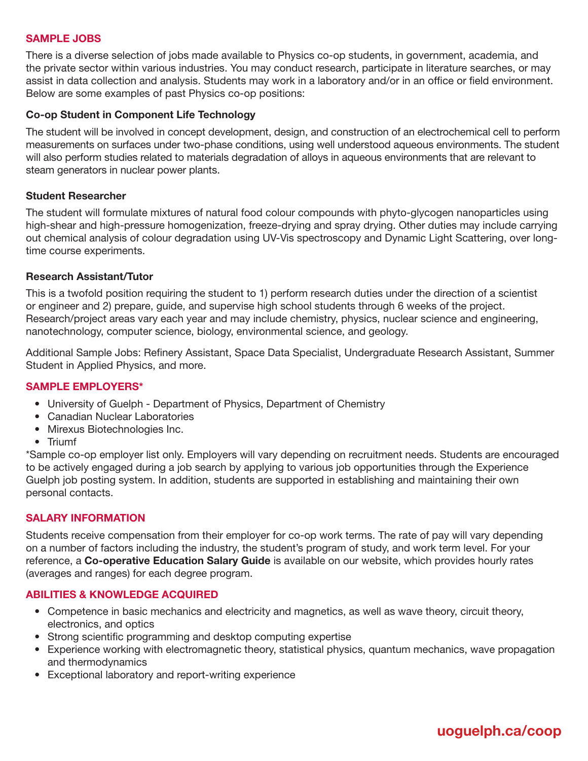## SAMPLE JOBS

There is a diverse selection of jobs made available to Physics co-op students, in government, academia, and the private sector within various industries. You may conduct research, participate in literature searches, or may assist in data collection and analysis. Students may work in a laboratory and/or in an office or field environment. Below are some examples of past Physics co-op positions:

### Co-op Student in Component Life Technology

The student will be involved in concept development, design, and construction of an electrochemical cell to perform measurements on surfaces under two-phase conditions, using well understood aqueous environments. The student will also perform studies related to materials degradation of alloys in aqueous environments that are relevant to steam generators in nuclear power plants.

### Student Researcher

The student will formulate mixtures of natural food colour compounds with phyto-glycogen nanoparticles using high-shear and high-pressure homogenization, freeze-drying and spray drying. Other duties may include carrying out chemical analysis of colour degradation using UV-Vis spectroscopy and Dynamic Light Scattering, over long-time course experiments.

### Research Assistant/Tutor

This is a twofold position requiring the student to 1) perform research duties under the direction of a scientist or engineer and 2) prepare, guide, and supervise high school students through 6 weeks of the project. Research/project areas vary each year and may include chemistry, physics, nuclear science and engineering, nanotechnology, computer science, biology, environmental science, and geology.

Additional Sample Jobs: Refinery Assistant, Space Data Specialist, Undergraduate Research Assistant, Summer Student in Applied Physics, and more.

## SAMPLE EMPLOYERS*

- University of Guelph - Department of Physics, Department of Chemistry
- Canadian Nuclear Laboratories
- Mirexus Biotechnologies Inc.
- Triumf

*Sample co-op employer list only. Employers will vary depending on recruitment needs. Students are encouraged to be actively engaged during a job search by applying to various job opportunities through the Experience Guelph job posting system. In addition, students are supported in establishing and maintaining their own personal contacts.

## SALARY INFORMATION

Students receive compensation from their employer for co-op work terms. The rate of pay will vary depending on a number of factors including the industry, the student's program of study, and work term level. For your reference, a **Co-operative Education Salary Guide** is available on our website, which provides hourly rates (averages and ranges) for each degree program.

## ABILITIES & KNOWLEDGE ACQUIRED

- Competence in basic mechanics and electricity and magnetics, as well as wave theory, circuit theory, electronics, and optics
- Strong scientific programming and desktop computing expertise
- Experience working with electromagnetic theory, statistical physics, quantum mechanics, wave propagation and thermodynamics
- Exceptional laboratory and report-writing experience

**uoguelph.ca/coop**